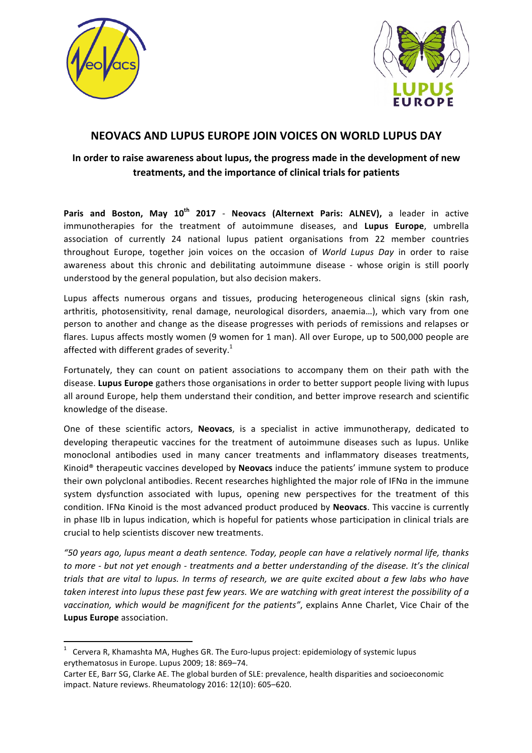# NEOVACS AND LUPUS EUROPE JOIN VOICES ON WORLD LUPUS DAY

## In order to raise awareness about lupus, the progress made in the development of new treatments, and the importance of clinical trials for patients

**Paris and Boston, May 10th 2017** - **Neovacs (Alternext Paris: ALNEV),** a leader in active immunotherapies for the treatment of autoimmune diseases, and **Lupus Europe**, umbrella association of currently 24 national lupus patient organisations from 22 member countries throughout Europe, together join voices on the occasion of *World Lupus Day* in order to raise awareness about this chronic and debilitating autoimmune disease - whose origin is still poorly understood by the general population, but also decision makers.

Lupus affects numerous organs and tissues, producing heterogeneous clinical signs (skin rash, arthritis, photosensitivity, renal damage, neurological disorders, anaemia…), which vary from one person to another and change as the disease progresses with periods of remissions and relapses or flares. Lupus affects mostly women (9 women for 1 man). All over Europe, up to 500,000 people are affected with different grades of severity.[1]

Fortunately, they can count on patient associations to accompany them on their path with the disease. **Lupus Europe** gathers those organisations in order to better support people living with lupus all around Europe, help them understand their condition, and better improve research and scientific knowledge of the disease.

One of these scientific actors, **Neovacs**, is a specialist in active immunotherapy, dedicated to developing therapeutic vaccines for the treatment of autoimmune diseases such as lupus. Unlike monoclonal antibodies used in many cancer treatments and inflammatory diseases treatments, Kinoid® therapeutic vaccines developed by **Neovacs** induce the patients' immune system to produce their own polyclonal antibodies. Recent researches highlighted the major role of IFNα in the immune system dysfunction associated with lupus, opening new perspectives for the treatment of this condition. IFNα Kinoid is the most advanced product produced by **Neovacs**. This vaccine is currently in phase IIb in lupus indication, which is hopeful for patients whose participation in clinical trials are crucial to help scientists discover new treatments.

*"50 years ago, lupus meant a death sentence. Today, people can have a relatively normal life, thanks to more - but not yet enough - treatments and a better understanding of the disease. It's the clinical trials that are vital to lupus. In terms of research, we are quite excited about a few labs who have taken interest into lupus these past few years. We are watching with great interest the possibility of a vaccination, which would be magnificent for the patients"*, explains Anne Charlet, Vice Chair of the **Lupus Europe** association.

---

[1] Cervera R, Khamashta MA, Hughes GR. The Euro-lupus project: epidemiology of systemic lupus erythematosus in Europe. Lupus 2009; 18: 869–74.
Carter EE, Barr SG, Clarke AE. The global burden of SLE: prevalence, health disparities and socioeconomic impact. Nature reviews. Rheumatology 2016: 12(10): 605–620.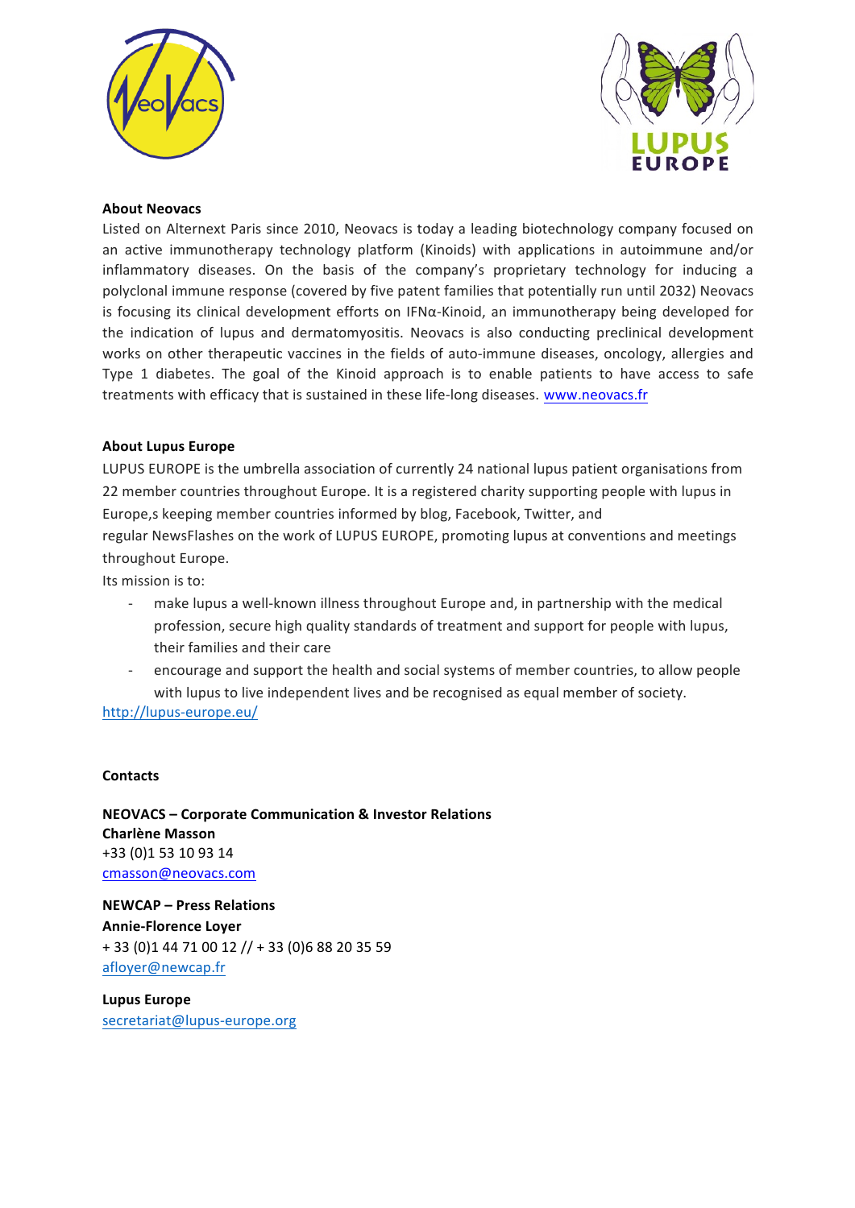**About Neovacs**

Listed on Alternext Paris since 2010, Neovacs is today a leading biotechnology company focused on an active immunotherapy technology platform (Kinoids) with applications in autoimmune and/or inflammatory diseases. On the basis of the company's proprietary technology for inducing a polyclonal immune response (covered by five patent families that potentially run until 2032) Neovacs is focusing its clinical development efforts on IFNα-Kinoid, an immunotherapy being developed for the indication of lupus and dermatomyositis. Neovacs is also conducting preclinical development works on other therapeutic vaccines in the fields of auto-immune diseases, oncology, allergies and Type 1 diabetes. The goal of the Kinoid approach is to enable patients to have access to safe treatments with efficacy that is sustained in these life-long diseases. www.neovacs.fr

**About Lupus Europe**

LUPUS EUROPE is the umbrella association of currently 24 national lupus patient organisations from 22 member countries throughout Europe. It is a registered charity supporting people with lupus in Europe,s keeping member countries informed by blog, Facebook, Twitter, and regular NewsFlashes on the work of LUPUS EUROPE, promoting lupus at conventions and meetings throughout Europe.

Its mission is to:

- make lupus a well-known illness throughout Europe and, in partnership with the medical profession, secure high quality standards of treatment and support for people with lupus, their families and their care
- encourage and support the health and social systems of member countries, to allow people with lupus to live independent lives and be recognised as equal member of society.

http://lupus-europe.eu/

**Contacts**

**NEOVACS – Corporate Communication & Investor Relations**
**Charlène Masson**
+33 (0)1 53 10 93 14
cmasson@neovacs.com

**NEWCAP – Press Relations**
**Annie-Florence Loyer**
+ 33 (0)1 44 71 00 12 // + 33 (0)6 88 20 35 59
afloyer@newcap.fr

**Lupus Europe**
secretariat@lupus-europe.org